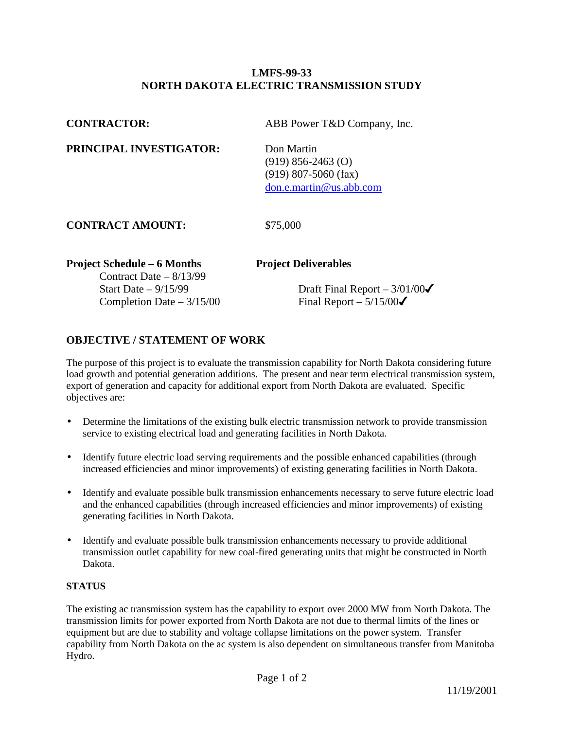# LMFS-99-33
# NORTH DAKOTA ELECTRIC TRANSMISSION STUDY

**CONTRACTOR:** ABB Power T&D Company, Inc.

**PRINCIPAL INVESTIGATOR:** Don Martin
(919) 856-2463 (O)
(919) 807-5060 (fax)
don.e.martin@us.abb.com

**CONTRACT AMOUNT:** $75,000

| **Project Schedule – 6 Months** | **Project Deliverables** |
|---|---|
| Contract Date – 8/13/99 | |
| Start Date – 9/15/99 | Draft Final Report – 3/01/00✓ |
| Completion Date – 3/15/00 | Final Report – 5/15/00✓ |

## OBJECTIVE / STATEMENT OF WORK

The purpose of this project is to evaluate the transmission capability for North Dakota considering future load growth and potential generation additions. The present and near term electrical transmission system, export of generation and capacity for additional export from North Dakota are evaluated. Specific objectives are:

- Determine the limitations of the existing bulk electric transmission network to provide transmission service to existing electrical load and generating facilities in North Dakota.
- Identify future electric load serving requirements and the possible enhanced capabilities (through increased efficiencies and minor improvements) of existing generating facilities in North Dakota.
- Identify and evaluate possible bulk transmission enhancements necessary to serve future electric load and the enhanced capabilities (through increased efficiencies and minor improvements) of existing generating facilities in North Dakota.
- Identify and evaluate possible bulk transmission enhancements necessary to provide additional transmission outlet capability for new coal-fired generating units that might be constructed in North Dakota.

### STATUS

The existing ac transmission system has the capability to export over 2000 MW from North Dakota. The transmission limits for power exported from North Dakota are not due to thermal limits of the lines or equipment but are due to stability and voltage collapse limitations on the power system. Transfer capability from North Dakota on the ac system is also dependent on simultaneous transfer from Manitoba Hydro.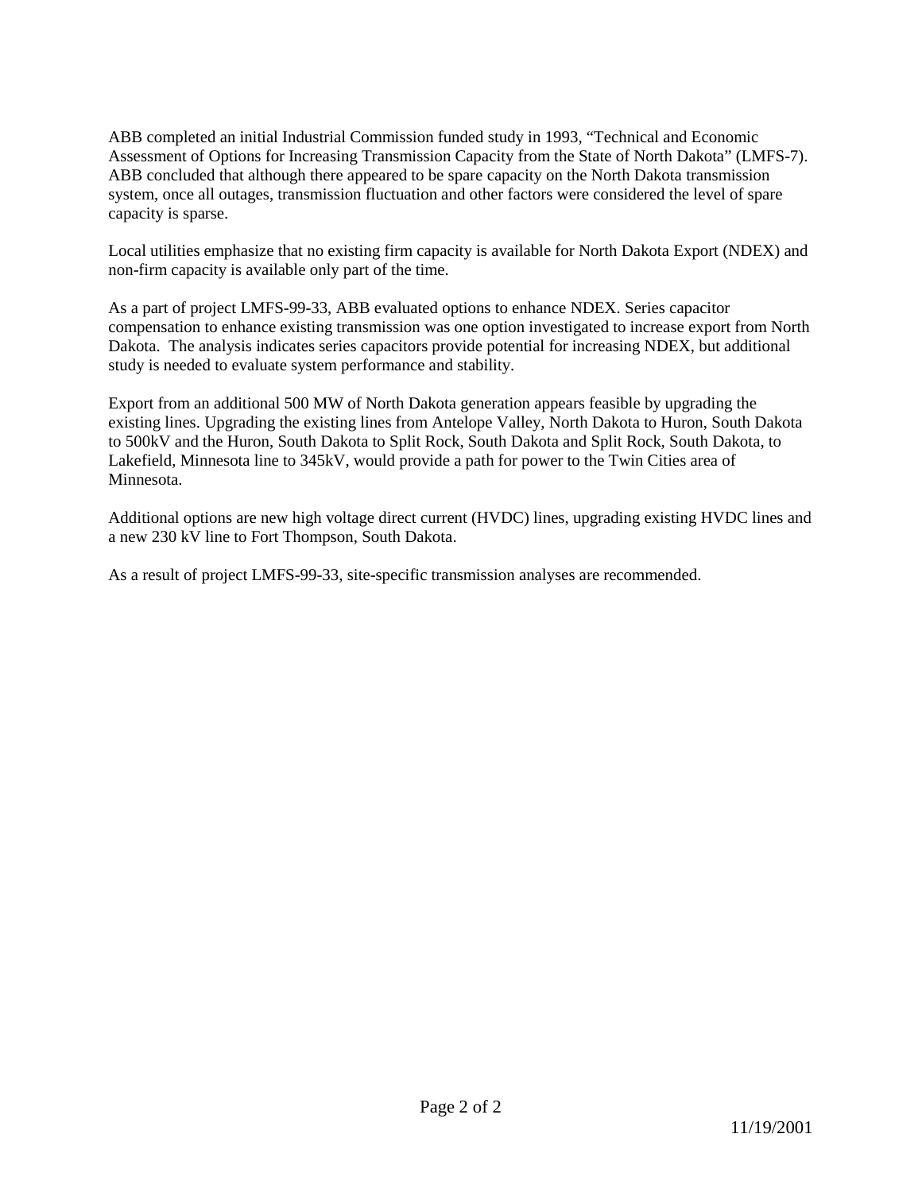ABB completed an initial Industrial Commission funded study in 1993, “Technical and Economic Assessment of Options for Increasing Transmission Capacity from the State of North Dakota” (LMFS-7). ABB concluded that although there appeared to be spare capacity on the North Dakota transmission system, once all outages, transmission fluctuation and other factors were considered the level of spare capacity is sparse.

Local utilities emphasize that no existing firm capacity is available for North Dakota Export (NDEX) and non-firm capacity is available only part of the time.

As a part of project LMFS-99-33, ABB evaluated options to enhance NDEX. Series capacitor compensation to enhance existing transmission was one option investigated to increase export from North Dakota. The analysis indicates series capacitors provide potential for increasing NDEX, but additional study is needed to evaluate system performance and stability.

Export from an additional 500 MW of North Dakota generation appears feasible by upgrading the existing lines. Upgrading the existing lines from Antelope Valley, North Dakota to Huron, South Dakota to 500kV and the Huron, South Dakota to Split Rock, South Dakota and Split Rock, South Dakota, to Lakefield, Minnesota line to 345kV, would provide a path for power to the Twin Cities area of Minnesota.

Additional options are new high voltage direct current (HVDC) lines, upgrading existing HVDC lines and a new 230 kV line to Fort Thompson, South Dakota.

As a result of project LMFS-99-33, site-specific transmission analyses are recommended.

11/19/2001